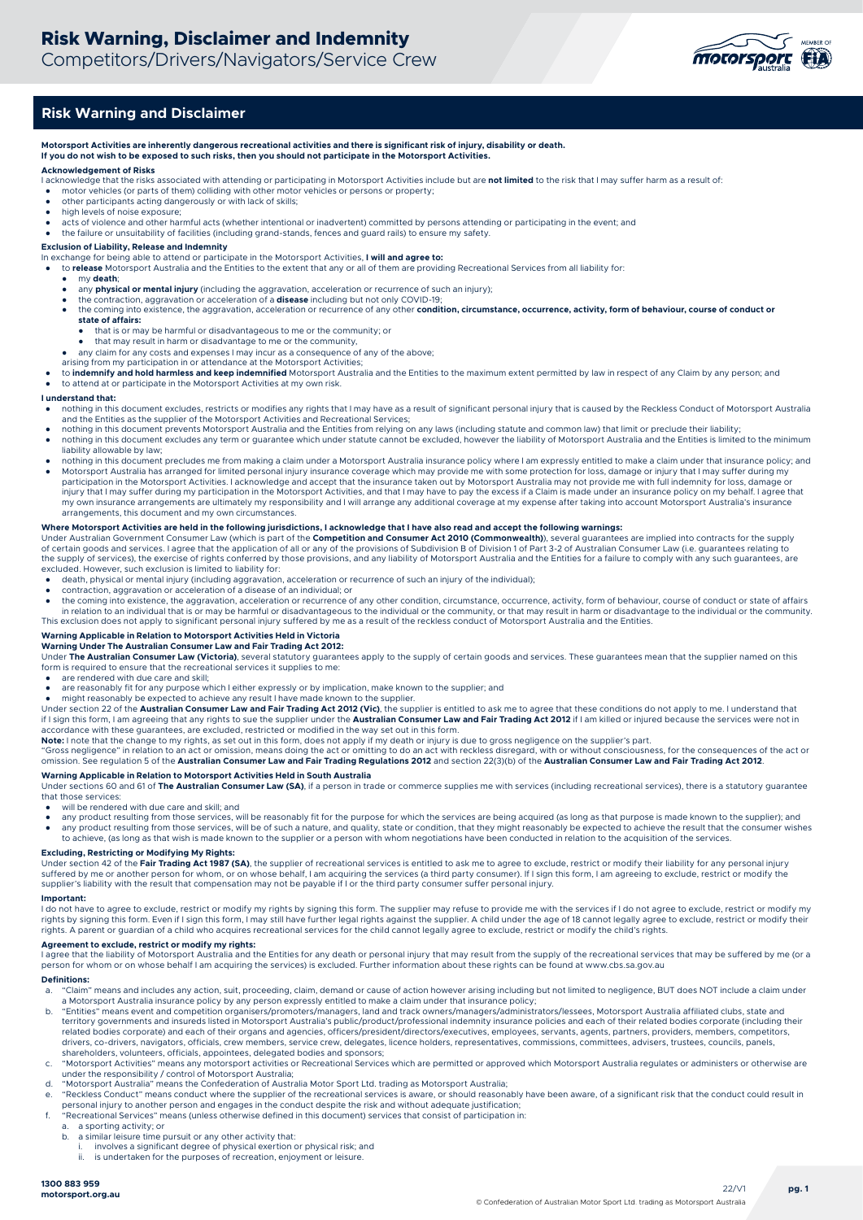# Risk Warning, Disclaimer and Indemnity

Competitors/Drivers/Navigators/Service Crew

## Risk Warning and Disclaimer

**Motorsport Activities are inherently dangerous recreational activities and there is significant risk of injury, disability or death.**
**If you do not wish to be exposed to such risks, then you should not participate in the Motorsport Activities.**

### Acknowledgement of Risks

I acknowledge that the risks associated with attending or participating in Motorsport Activities include but are **not limited** to the risk that I may suffer harm as a result of:

- motor vehicles (or parts of them) colliding with other motor vehicles or persons or property;
- other participants acting dangerously or with lack of skills;
- high levels of noise exposure;
- acts of violence and other harmful acts (whether intentional or inadvertent) committed by persons attending or participating in the event; and
- the failure or unsuitability of facilities (including grand-stands, fences and guard rails) to ensure my safety.

### Exclusion of Liability, Release and Indemnity

In exchange for being able to attend or participate in the Motorsport Activities, **I will and agree to:**

- to **release** Motorsport Australia and the Entities to the extent that any or all of them are providing Recreational Services from all liability for:
  - my **death**;
  - any **physical or mental injury** (including the aggravation, acceleration or recurrence of such an injury);
  - the contraction, aggravation or acceleration of a **disease** including but not only COVID-19;
  - the coming into existence, the aggravation, acceleration or recurrence of any other **condition, circumstance, occurrence, activity, form of behaviour, course of conduct or state of affairs:**
    - that is or may be harmful or disadvantageous to me or the community; or
    - that may result in harm or disadvantage to me or the community,
  - any claim for any costs and expenses I may incur as a consequence of any of the above;

  arising from my participation in or attendance at the Motorsport Activities;
- to **indemnify and hold harmless and keep indemnified** Motorsport Australia and the Entities to the maximum extent permitted by law in respect of any Claim by any person; and
- to attend at or participate in the Motorsport Activities at my own risk.

### I understand that:

- nothing in this document excludes, restricts or modifies any rights that I may have as a result of significant personal injury that is caused by the Reckless Conduct of Motorsport Australia and the Entities as the supplier of the Motorsport Activities and Recreational Services;
- nothing in this document prevents Motorsport Australia and the Entities from relying on any laws (including statute and common law) that limit or preclude their liability;
- nothing in this document excludes any term or guarantee which under statute cannot be excluded, however the liability of Motorsport Australia and the Entities is limited to the minimum liability allowable by law;
- nothing in this document precludes me from making a claim under a Motorsport Australia insurance policy where I am expressly entitled to make a claim under that insurance policy; and
- Motorsport Australia has arranged for limited personal injury insurance coverage which may provide me with some protection for loss, damage or injury that I may suffer during my participation in the Motorsport Activities. I acknowledge and accept that the insurance taken out by Motorsport Australia may not provide me with full indemnity for loss, damage or injury that I may suffer during my participation in the Motorsport Activities, and that I may have to pay the excess if a Claim is made under an insurance policy on my behalf. I agree that my own insurance arrangements are ultimately my responsibility and I will arrange any additional coverage at my expense after taking into account Motorsport Australia's insurance arrangements, this document and my own circumstances.

### Where Motorsport Activities are held in the following jurisdictions, I acknowledge that I have also read and accept the following warnings:

Under Australian Government Consumer Law (which is part of the **Competition and Consumer Act 2010 (Commonwealth)**), several guarantees are implied into contracts for the supply of certain goods and services. I agree that the application of all or any of the provisions of Subdivision B of Division 1 of Part 3-2 of Australian Consumer Law (i.e. guarantees relating to the supply of services), the exercise of rights conferred by those provisions, and any liability of Motorsport Australia and the Entities for a failure to comply with any such guarantees, are excluded. However, such exclusion is limited to liability for:

- death, physical or mental injury (including aggravation, acceleration or recurrence of such an injury of the individual);
- contraction, aggravation or acceleration of a disease of an individual; or
- the coming into existence, the aggravation, acceleration or recurrence of any other condition, circumstance, occurrence, activity, form of behaviour, course of conduct or state of affairs in relation to an individual that is or may be harmful or disadvantageous to the individual or the community, or that may result in harm or disadvantage to the individual or the community.

This exclusion does not apply to significant personal injury suffered by me as a result of the reckless conduct of Motorsport Australia and the Entities.

### Warning Applicable in Relation to Motorsport Activities Held in Victoria

#### Warning Under The Australian Consumer Law and Fair Trading Act 2012:

Under **The Australian Consumer Law (Victoria)**, several statutory guarantees apply to the supply of certain goods and services. These guarantees mean that the supplier named on this form is required to ensure that the recreational services it supplies to me:

- are rendered with due care and skill;
- are reasonably fit for any purpose which I either expressly or by implication, make known to the supplier; and
- might reasonably be expected to achieve any result I have made known to the supplier.

Under section 22 of the **Australian Consumer Law and Fair Trading Act 2012 (Vic)**, the supplier is entitled to ask me to agree that these conditions do not apply to me. I understand that if I sign this form, I am agreeing that any rights to sue the supplier under the **Australian Consumer Law and Fair Trading Act 2012** if I am killed or injured because the services were not in accordance with these guarantees, are excluded, restricted or modified in the way set out in this form.

**Note:** I note that the change to my rights, as set out in this form, does not apply if my death or injury is due to gross negligence on the supplier's part.

"Gross negligence" in relation to an act or omission, means doing the act or omitting to do an act with reckless disregard, with or without consciousness, for the consequences of the act or omission. See regulation 5 of the **Australian Consumer Law and Fair Trading Regulations 2012** and section 22(3)(b) of the **Australian Consumer Law and Fair Trading Act 2012**.

### Warning Applicable in Relation to Motorsport Activities Held in South Australia

Under sections 60 and 61 of **The Australian Consumer Law (SA)**, if a person in trade or commerce supplies me with services (including recreational services), there is a statutory guarantee that those services:

- will be rendered with due care and skill; and
- any product resulting from those services, will be reasonably fit for the purpose for which the services are being acquired (as long as that purpose is made known to the supplier); and
- any product resulting from those services, will be of such a nature, and quality, state or condition, that they might reasonably be expected to achieve the result that the consumer wishes to achieve, (as long as that wish is made known to the supplier or a person with whom negotiations have been conducted in relation to the acquisition of the services.

### Excluding, Restricting or Modifying My Rights:

Under section 42 of the **Fair Trading Act 1987 (SA)**, the supplier of recreational services is entitled to ask me to agree to exclude, restrict or modify their liability for any personal injury suffered by me or another person for whom, or on whose behalf, I am acquiring the services (a third party consumer). If I sign this form, I am agreeing to exclude, restrict or modify the supplier's liability with the result that compensation may not be payable if I or the third party consumer suffer personal injury.

### Important:

I do not have to agree to exclude, restrict or modify my rights by signing this form. The supplier may refuse to provide me with the services if I do not agree to exclude, restrict or modify my rights by signing this form. Even if I sign this form, I may still have further legal rights against the supplier. A child under the age of 18 cannot legally agree to exclude, restrict or modify their rights. A parent or guardian of a child who acquires recreational services for the child cannot legally agree to exclude, restrict or modify the child's rights.

### Agreement to exclude, restrict or modify my rights:

I agree that the liability of Motorsport Australia and the Entities for any death or personal injury that may result from the supply of the recreational services that may be suffered by me (or a person for whom or on whose behalf I am acquiring the services) is excluded. Further information about these rights can be found at www.cbs.sa.gov.au

### Definitions:

a. "Claim" means and includes any action, suit, proceeding, claim, demand or cause of action however arising including but not limited to negligence, BUT does NOT include a claim under a Motorsport Australia insurance policy by any person expressly entitled to make a claim under that insurance policy;

b. "Entities" means event and competition organisers/promoters/managers, land and track owners/managers/administrators/lessees, Motorsport Australia affiliated clubs, state and territory governments and insureds listed in Motorsport Australia's public/product/professional indemnity insurance policies and each of their related bodies corporate (including their related bodies corporate) and each of their organs and agencies, officers/president/directors/executives, employees, servants, agents, partners, providers, members, competitors, drivers, co-drivers, navigators, officials, crew members, service crew, delegates, licence holders, representatives, commissions, committees, advisers, trustees, councils, panels, shareholders, volunteers, officials, appointees, delegated bodies and sponsors;

c. "Motorsport Activities" means any motorsport activities or Recreational Services which are permitted or approved which Motorsport Australia regulates or administers or otherwise are under the responsibility / control of Motorsport Australia;

d. "Motorsport Australia" means the Confederation of Australia Motor Sport Ltd. trading as Motorsport Australia;

e. "Reckless Conduct" means conduct where the supplier of the recreational services is aware, or should reasonably have been aware, of a significant risk that the conduct could result in personal injury to another person and engages in the conduct despite the risk and without adequate justification;

f. "Recreational Services" means (unless otherwise defined in this document) services that consist of participation in:

   a. a sporting activity; or
   b. a similar leisure time pursuit or any other activity that:
      i. involves a significant degree of physical exertion or physical risk; and
      ii. is undertaken for the purposes of recreation, enjoyment or leisure.

1300 883 959
motorsport.org.au

22/V1

© Confederation of Australian Motor Sport Ltd. trading as Motorsport Australia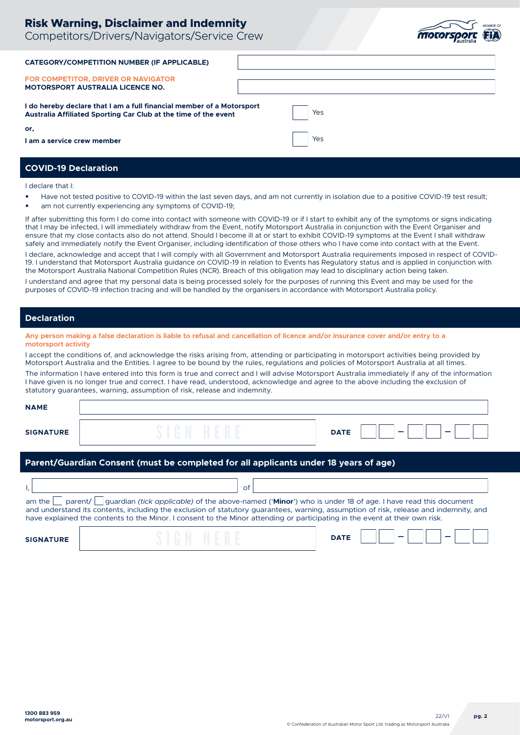# Risk Warning, Disclaimer and Indemnity

Competitors/Drivers/Navigators/Service Crew

| | |
|---|---|
| **CATEGORY/COMPETITION NUMBER (IF APPLICABLE)** | |
| **FOR COMPETITOR, DRIVER OR NAVIGATOR MOTORSPORT AUSTRALIA LICENCE NO.** | |

**I do hereby declare that I am a full financial member of a Motorsport Australia Affiliated Sporting Car Club at the time of the event** ☐ Yes

**or,**

**I am a service crew member** ☐ Yes

## COVID-19 Declaration

I declare that I:

- Have not tested positive to COVID-19 within the last seven days, and am not currently in isolation due to a positive COVID-19 test result;
- am not currently experiencing any symptoms of COVID-19;

If after submitting this form I do come into contact with someone with COVID-19 or if I start to exhibit any of the symptoms or signs indicating that I may be infected, I will immediately withdraw from the Event, notify Motorsport Australia in conjunction with the Event Organiser and ensure that my close contacts also do not attend. Should I become ill at or start to exhibit COVID-19 symptoms at the Event I shall withdraw safely and immediately notify the Event Organiser, including identification of those others who I have come into contact with at the Event.

I declare, acknowledge and accept that I will comply with all Government and Motorsport Australia requirements imposed in respect of COVID-19. I understand that Motorsport Australia guidance on COVID-19 in relation to Events has Regulatory status and is applied in conjunction with the Motorsport Australia National Competition Rules (NCR). Breach of this obligation may lead to disciplinary action being taken.

I understand and agree that my personal data is being processed solely for the purposes of running this Event and may be used for the purposes of COVID-19 infection tracing and will be handled by the organisers in accordance with Motorsport Australia policy.

## Declaration

**Any person making a false declaration is liable to refusal and cancellation of licence and/or insurance cover and/or entry to a motorsport activity**

I accept the conditions of, and acknowledge the risks arising from, attending or participating in motorsport activities being provided by Motorsport Australia and the Entities. I agree to be bound by the rules, regulations and policies of Motorsport Australia at all times.

The information I have entered into this form is true and correct and I will advise Motorsport Australia immediately if any of the information I have given is no longer true and correct. I have read, understood, acknowledge and agree to the above including the exclusion of statutory guarantees, warning, assumption of risk, release and indemnity.

**NAME** ______________________

**SIGNATURE** SIGN HERE **DATE** __ __ – __ __ – __ __

## Parent/Guardian Consent (must be completed for all applicants under 18 years of age)

I, ______________________ of ______________________

am the ☐ parent/ ☐ guardian *(tick applicable)* of the above-named ('**Minor**') who is under 18 of age. I have read this document and understand its contents, including the exclusion of statutory guarantees, warning, assumption of risk, release and indemnity, and have explained the contents to the Minor. I consent to the Minor attending or participating in the event at their own risk.

**SIGNATURE** SIGN HERE **DATE** __ __ – __ __ – __ __

1300 883 959
motorsport.org.au

22/V1

© Confederation of Australian Motor Sport Ltd. trading as Motorsport Australia